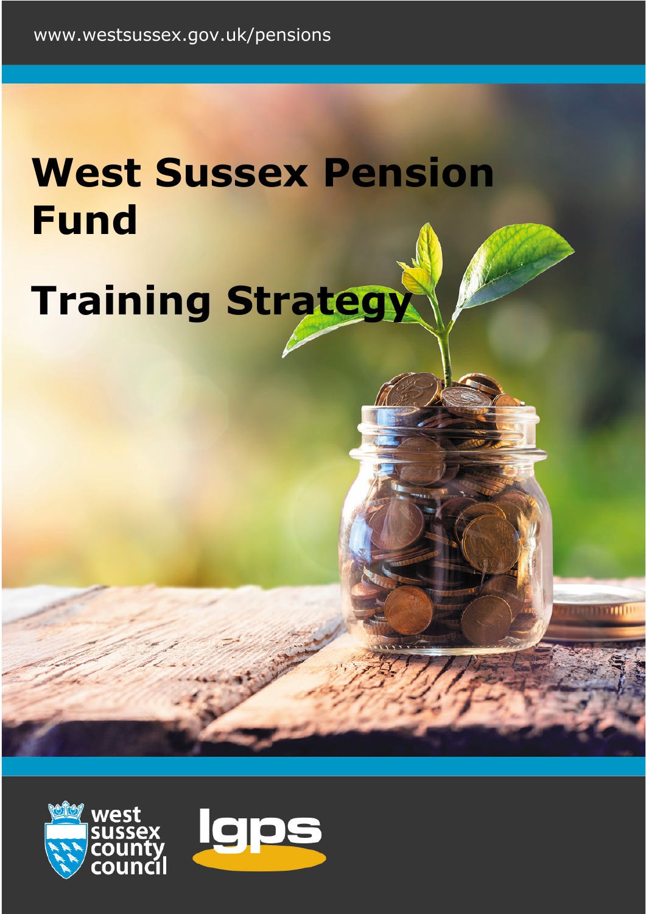www.westsussex.gov.uk/pensions

# West Sussex Pension Fund

# Training Strategy

west sussex county council

lgps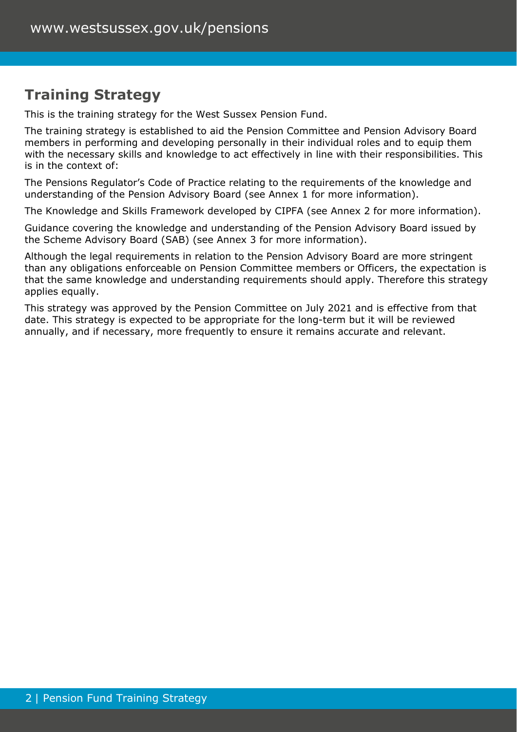## Training Strategy

This is the training strategy for the West Sussex Pension Fund.

The training strategy is established to aid the Pension Committee and Pension Advisory Board members in performing and developing personally in their individual roles and to equip them with the necessary skills and knowledge to act effectively in line with their responsibilities. This is in the context of:

The Pensions Regulator's Code of Practice relating to the requirements of the knowledge and understanding of the Pension Advisory Board (see Annex 1 for more information).

The Knowledge and Skills Framework developed by CIPFA (see Annex 2 for more information).

Guidance covering the knowledge and understanding of the Pension Advisory Board issued by the Scheme Advisory Board (SAB) (see Annex 3 for more information).

Although the legal requirements in relation to the Pension Advisory Board are more stringent than any obligations enforceable on Pension Committee members or Officers, the expectation is that the same knowledge and understanding requirements should apply. Therefore this strategy applies equally.

This strategy was approved by the Pension Committee on July 2021 and is effective from that date. This strategy is expected to be appropriate for the long-term but it will be reviewed annually, and if necessary, more frequently to ensure it remains accurate and relevant.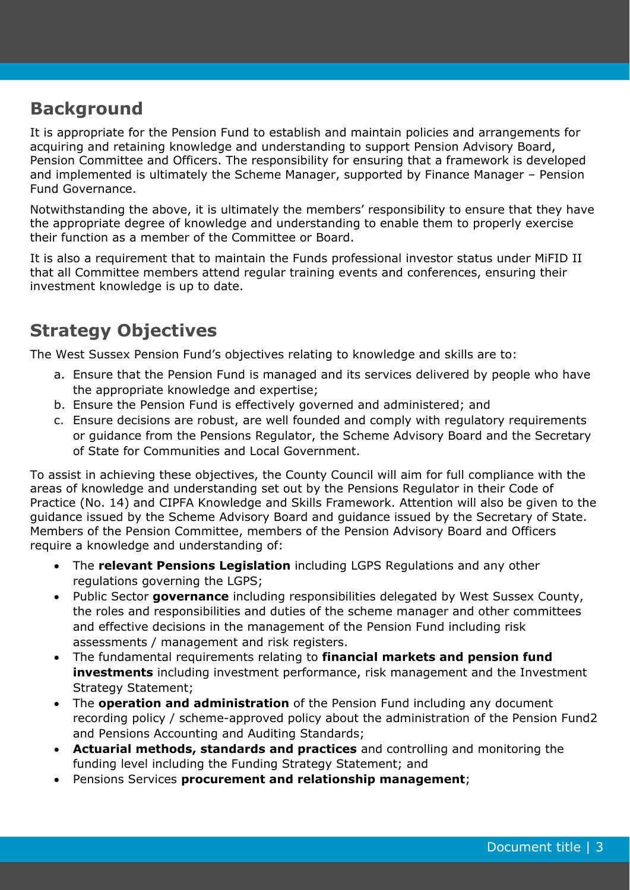## Background

It is appropriate for the Pension Fund to establish and maintain policies and arrangements for acquiring and retaining knowledge and understanding to support Pension Advisory Board, Pension Committee and Officers. The responsibility for ensuring that a framework is developed and implemented is ultimately the Scheme Manager, supported by Finance Manager – Pension Fund Governance.

Notwithstanding the above, it is ultimately the members' responsibility to ensure that they have the appropriate degree of knowledge and understanding to enable them to properly exercise their function as a member of the Committee or Board.

It is also a requirement that to maintain the Funds professional investor status under MiFID II that all Committee members attend regular training events and conferences, ensuring their investment knowledge is up to date.

## Strategy Objectives

The West Sussex Pension Fund's objectives relating to knowledge and skills are to:

a. Ensure that the Pension Fund is managed and its services delivered by people who have the appropriate knowledge and expertise;
b. Ensure the Pension Fund is effectively governed and administered; and
c. Ensure decisions are robust, are well founded and comply with regulatory requirements or guidance from the Pensions Regulator, the Scheme Advisory Board and the Secretary of State for Communities and Local Government.

To assist in achieving these objectives, the County Council will aim for full compliance with the areas of knowledge and understanding set out by the Pensions Regulator in their Code of Practice (No. 14) and CIPFA Knowledge and Skills Framework. Attention will also be given to the guidance issued by the Scheme Advisory Board and guidance issued by the Secretary of State. Members of the Pension Committee, members of the Pension Advisory Board and Officers require a knowledge and understanding of:

- The **relevant Pensions Legislation** including LGPS Regulations and any other regulations governing the LGPS;
- Public Sector **governance** including responsibilities delegated by West Sussex County, the roles and responsibilities and duties of the scheme manager and other committees and effective decisions in the management of the Pension Fund including risk assessments / management and risk registers.
- The fundamental requirements relating to **financial markets and pension fund investments** including investment performance, risk management and the Investment Strategy Statement;
- The **operation and administration** of the Pension Fund including any document recording policy / scheme-approved policy about the administration of the Pension Fund2 and Pensions Accounting and Auditing Standards;
- **Actuarial methods, standards and practices** and controlling and monitoring the funding level including the Funding Strategy Statement; and
- Pensions Services **procurement and relationship management**;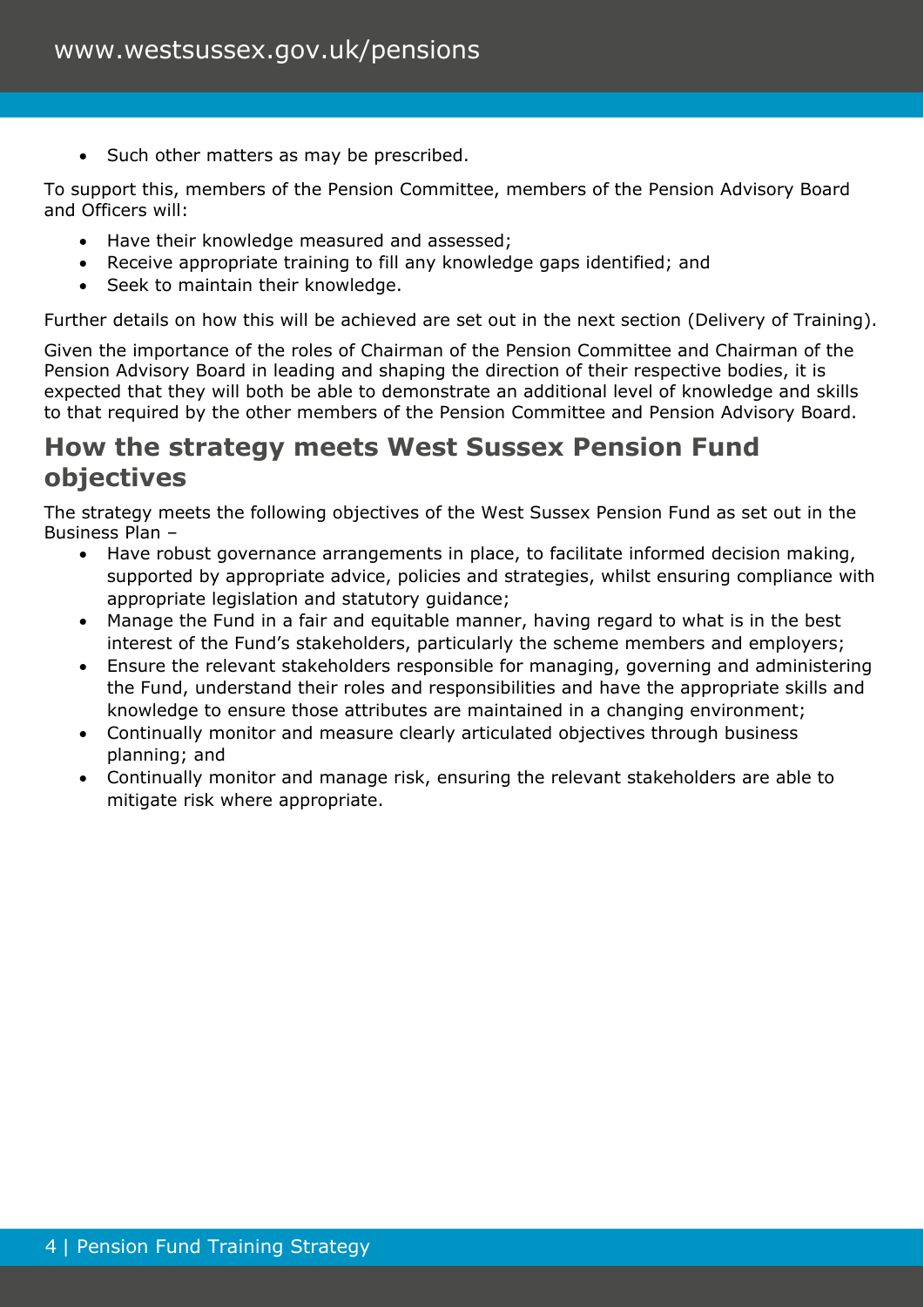- Such other matters as may be prescribed.

To support this, members of the Pension Committee, members of the Pension Advisory Board and Officers will:

- Have their knowledge measured and assessed;
- Receive appropriate training to fill any knowledge gaps identified; and
- Seek to maintain their knowledge.

Further details on how this will be achieved are set out in the next section (Delivery of Training).

Given the importance of the roles of Chairman of the Pension Committee and Chairman of the Pension Advisory Board in leading and shaping the direction of their respective bodies, it is expected that they will both be able to demonstrate an additional level of knowledge and skills to that required by the other members of the Pension Committee and Pension Advisory Board.

## How the strategy meets West Sussex Pension Fund objectives

The strategy meets the following objectives of the West Sussex Pension Fund as set out in the Business Plan –

- Have robust governance arrangements in place, to facilitate informed decision making, supported by appropriate advice, policies and strategies, whilst ensuring compliance with appropriate legislation and statutory guidance;
- Manage the Fund in a fair and equitable manner, having regard to what is in the best interest of the Fund's stakeholders, particularly the scheme members and employers;
- Ensure the relevant stakeholders responsible for managing, governing and administering the Fund, understand their roles and responsibilities and have the appropriate skills and knowledge to ensure those attributes are maintained in a changing environment;
- Continually monitor and measure clearly articulated objectives through business planning; and
- Continually monitor and manage risk, ensuring the relevant stakeholders are able to mitigate risk where appropriate.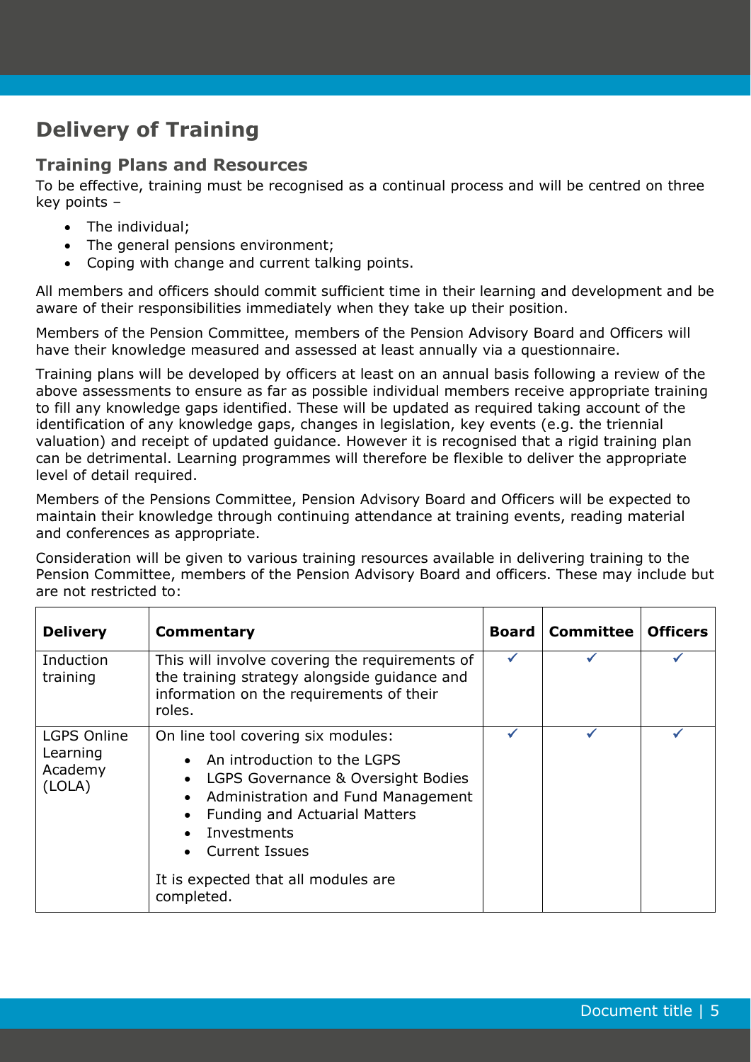# Delivery of Training

## Training Plans and Resources

To be effective, training must be recognised as a continual process and will be centred on three key points –

- The individual;
- The general pensions environment;
- Coping with change and current talking points.

All members and officers should commit sufficient time in their learning and development and be aware of their responsibilities immediately when they take up their position.

Members of the Pension Committee, members of the Pension Advisory Board and Officers will have their knowledge measured and assessed at least annually via a questionnaire.

Training plans will be developed by officers at least on an annual basis following a review of the above assessments to ensure as far as possible individual members receive appropriate training to fill any knowledge gaps identified. These will be updated as required taking account of the identification of any knowledge gaps, changes in legislation, key events (e.g. the triennial valuation) and receipt of updated guidance. However it is recognised that a rigid training plan can be detrimental. Learning programmes will therefore be flexible to deliver the appropriate level of detail required.

Members of the Pensions Committee, Pension Advisory Board and Officers will be expected to maintain their knowledge through continuing attendance at training events, reading material and conferences as appropriate.

Consideration will be given to various training resources available in delivering training to the Pension Committee, members of the Pension Advisory Board and officers. These may include but are not restricted to:

| Delivery | Commentary | Board | Committee | Officers |
|---|---|---|---|---|
| Induction training | This will involve covering the requirements of the training strategy alongside guidance and information on the requirements of their roles. | ✓ | ✓ | ✓ |
| LGPS Online Learning Academy (LOLA) | On line tool covering six modules:<br>• An introduction to the LGPS<br>• LGPS Governance & Oversight Bodies<br>• Administration and Fund Management<br>• Funding and Actuarial Matters<br>• Investments<br>• Current Issues<br>It is expected that all modules are completed. | ✓ | ✓ | ✓ |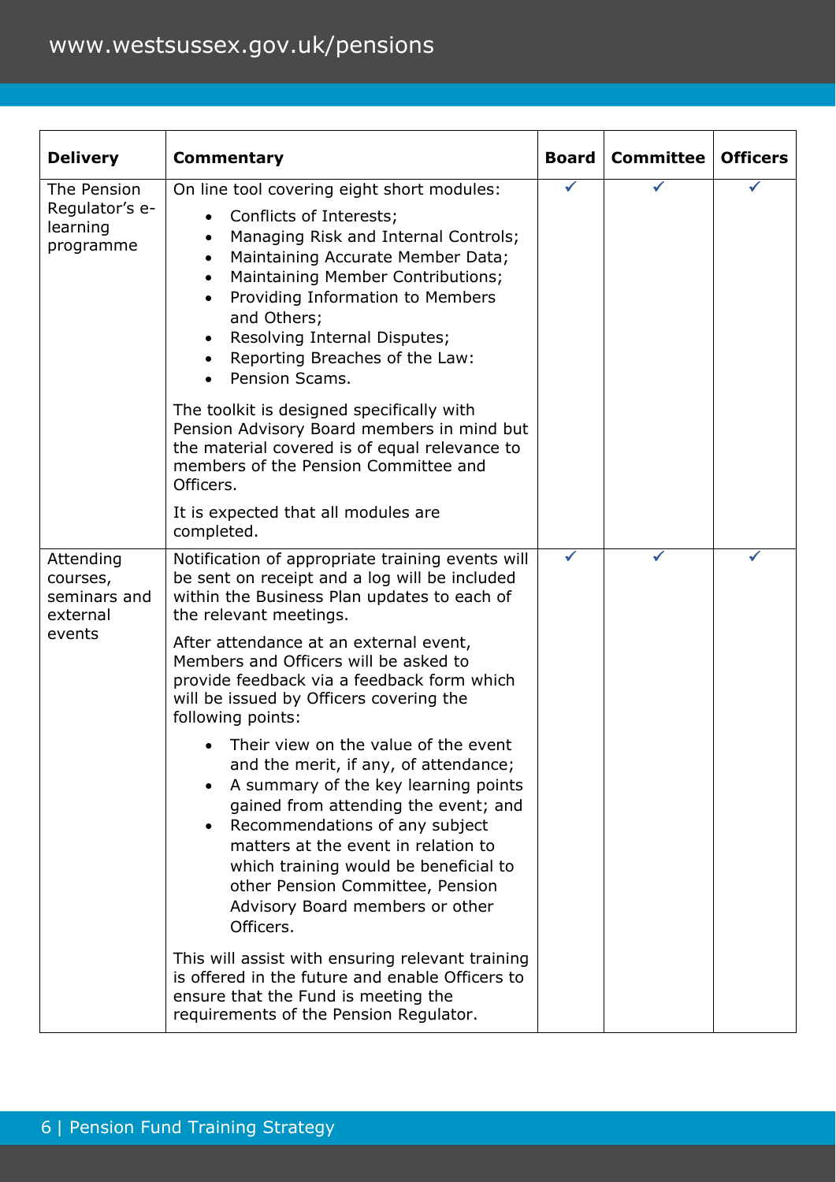| Delivery | Commentary | Board | Committee | Officers |
|---|---|---|---|---|
| The Pension Regulator's e-learning programme | On line tool covering eight short modules:<br>• Conflicts of Interests;<br>• Managing Risk and Internal Controls;<br>• Maintaining Accurate Member Data;<br>• Maintaining Member Contributions;<br>• Providing Information to Members and Others;<br>• Resolving Internal Disputes;<br>• Reporting Breaches of the Law:<br>• Pension Scams.<br><br>The toolkit is designed specifically with Pension Advisory Board members in mind but the material covered is of equal relevance to members of the Pension Committee and Officers.<br><br>It is expected that all modules are completed. | ✓ | ✓ | ✓ |
| Attending courses, seminars and external events | Notification of appropriate training events will be sent on receipt and a log will be included within the Business Plan updates to each of the relevant meetings.<br><br>After attendance at an external event, Members and Officers will be asked to provide feedback via a feedback form which will be issued by Officers covering the following points:<br>• Their view on the value of the event and the merit, if any, of attendance;<br>• A summary of the key learning points gained from attending the event; and<br>• Recommendations of any subject matters at the event in relation to which training would be beneficial to other Pension Committee, Pension Advisory Board members or other Officers.<br><br>This will assist with ensuring relevant training is offered in the future and enable Officers to ensure that the Fund is meeting the requirements of the Pension Regulator. | ✓ | ✓ | ✓ |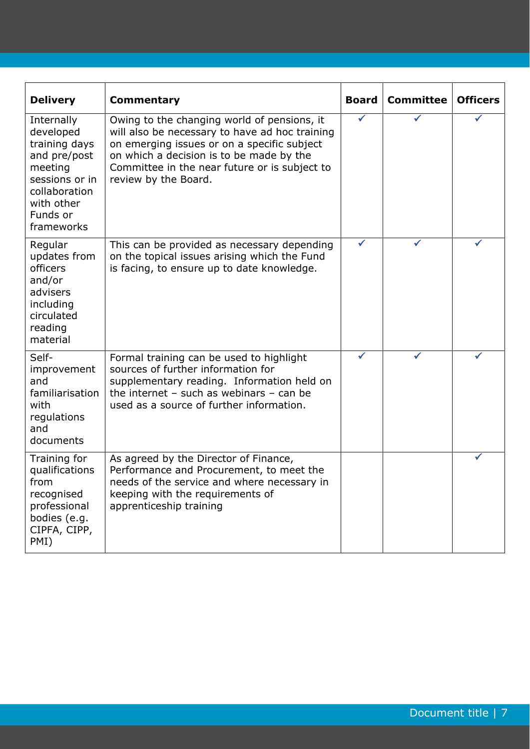| Delivery | Commentary | Board | Committee | Officers |
|---|---|---|---|---|
| Internally developed training days and pre/post meeting sessions or in collaboration with other Funds or frameworks | Owing to the changing world of pensions, it will also be necessary to have ad hoc training on emerging issues or on a specific subject on which a decision is to be made by the Committee in the near future or is subject to review by the Board. | ✓ | ✓ | ✓ |
| Regular updates from officers and/or advisers including circulated reading material | This can be provided as necessary depending on the topical issues arising which the Fund is facing, to ensure up to date knowledge. | ✓ | ✓ | ✓ |
| Self-improvement and familiarisation with regulations and documents | Formal training can be used to highlight sources of further information for supplementary reading. Information held on the internet – such as webinars – can be used as a source of further information. | ✓ | ✓ | ✓ |
| Training for qualifications from recognised professional bodies (e.g. CIPFA, CIPP, PMI) | As agreed by the Director of Finance, Performance and Procurement, to meet the needs of the service and where necessary in keeping with the requirements of apprenticeship training | | | ✓ |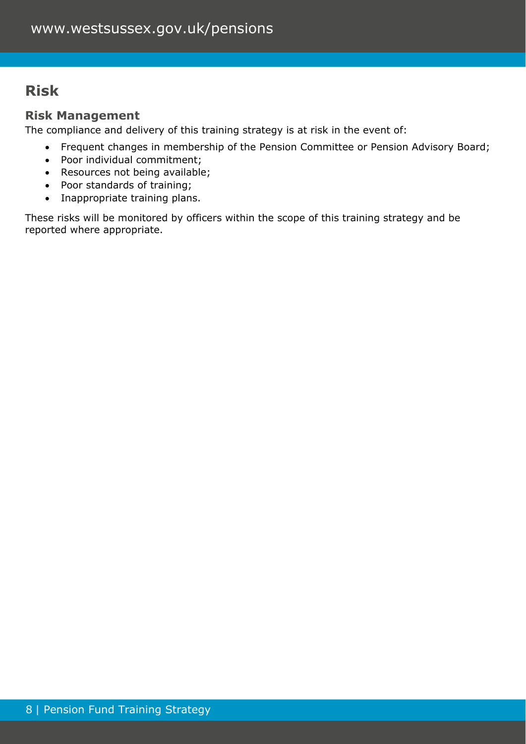# Risk

## Risk Management

The compliance and delivery of this training strategy is at risk in the event of:

- Frequent changes in membership of the Pension Committee or Pension Advisory Board;
- Poor individual commitment;
- Resources not being available;
- Poor standards of training;
- Inappropriate training plans.

These risks will be monitored by officers within the scope of this training strategy and be reported where appropriate.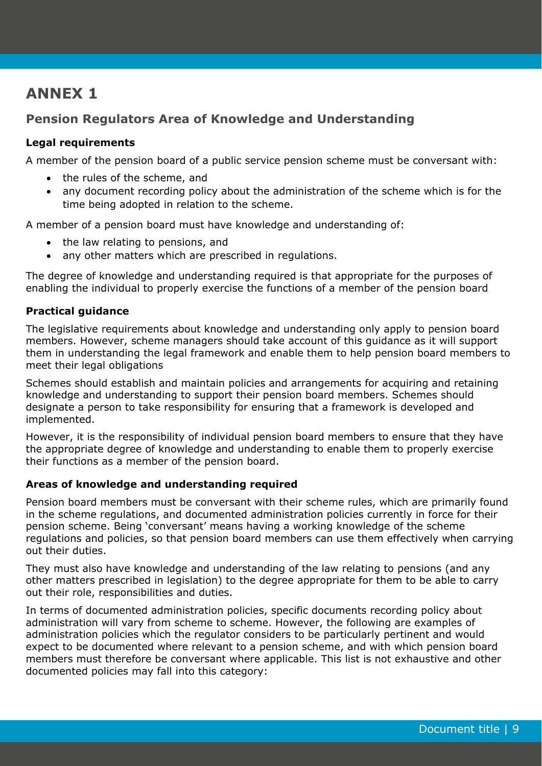# ANNEX 1

## Pension Regulators Area of Knowledge and Understanding

### Legal requirements

A member of the pension board of a public service pension scheme must be conversant with:

- the rules of the scheme, and
- any document recording policy about the administration of the scheme which is for the time being adopted in relation to the scheme.

A member of a pension board must have knowledge and understanding of:

- the law relating to pensions, and
- any other matters which are prescribed in regulations.

The degree of knowledge and understanding required is that appropriate for the purposes of enabling the individual to properly exercise the functions of a member of the pension board

### Practical guidance

The legislative requirements about knowledge and understanding only apply to pension board members. However, scheme managers should take account of this guidance as it will support them in understanding the legal framework and enable them to help pension board members to meet their legal obligations

Schemes should establish and maintain policies and arrangements for acquiring and retaining knowledge and understanding to support their pension board members. Schemes should designate a person to take responsibility for ensuring that a framework is developed and implemented.

However, it is the responsibility of individual pension board members to ensure that they have the appropriate degree of knowledge and understanding to enable them to properly exercise their functions as a member of the pension board.

### Areas of knowledge and understanding required

Pension board members must be conversant with their scheme rules, which are primarily found in the scheme regulations, and documented administration policies currently in force for their pension scheme. Being 'conversant' means having a working knowledge of the scheme regulations and policies, so that pension board members can use them effectively when carrying out their duties.

They must also have knowledge and understanding of the law relating to pensions (and any other matters prescribed in legislation) to the degree appropriate for them to be able to carry out their role, responsibilities and duties.

In terms of documented administration policies, specific documents recording policy about administration will vary from scheme to scheme. However, the following are examples of administration policies which the regulator considers to be particularly pertinent and would expect to be documented where relevant to a pension scheme, and with which pension board members must therefore be conversant where applicable. This list is not exhaustive and other documented policies may fall into this category: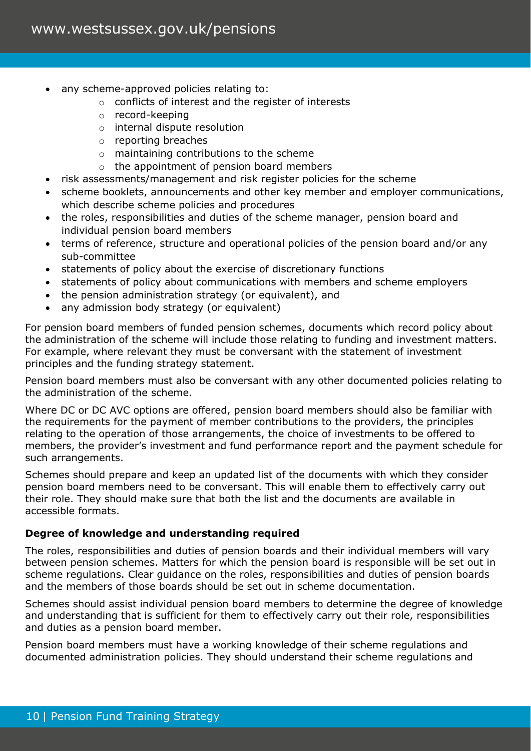- any scheme-approved policies relating to:
    - conflicts of interest and the register of interests
    - record-keeping
    - internal dispute resolution
    - reporting breaches
    - maintaining contributions to the scheme
    - the appointment of pension board members
- risk assessments/management and risk register policies for the scheme
- scheme booklets, announcements and other key member and employer communications, which describe scheme policies and procedures
- the roles, responsibilities and duties of the scheme manager, pension board and individual pension board members
- terms of reference, structure and operational policies of the pension board and/or any sub-committee
- statements of policy about the exercise of discretionary functions
- statements of policy about communications with members and scheme employers
- the pension administration strategy (or equivalent), and
- any admission body strategy (or equivalent)

For pension board members of funded pension schemes, documents which record policy about the administration of the scheme will include those relating to funding and investment matters. For example, where relevant they must be conversant with the statement of investment principles and the funding strategy statement.

Pension board members must also be conversant with any other documented policies relating to the administration of the scheme.

Where DC or DC AVC options are offered, pension board members should also be familiar with the requirements for the payment of member contributions to the providers, the principles relating to the operation of those arrangements, the choice of investments to be offered to members, the provider's investment and fund performance report and the payment schedule for such arrangements.

Schemes should prepare and keep an updated list of the documents with which they consider pension board members need to be conversant. This will enable them to effectively carry out their role. They should make sure that both the list and the documents are available in accessible formats.

**Degree of knowledge and understanding required**

The roles, responsibilities and duties of pension boards and their individual members will vary between pension schemes. Matters for which the pension board is responsible will be set out in scheme regulations. Clear guidance on the roles, responsibilities and duties of pension boards and the members of those boards should be set out in scheme documentation.

Schemes should assist individual pension board members to determine the degree of knowledge and understanding that is sufficient for them to effectively carry out their role, responsibilities and duties as a pension board member.

Pension board members must have a working knowledge of their scheme regulations and documented administration policies. They should understand their scheme regulations and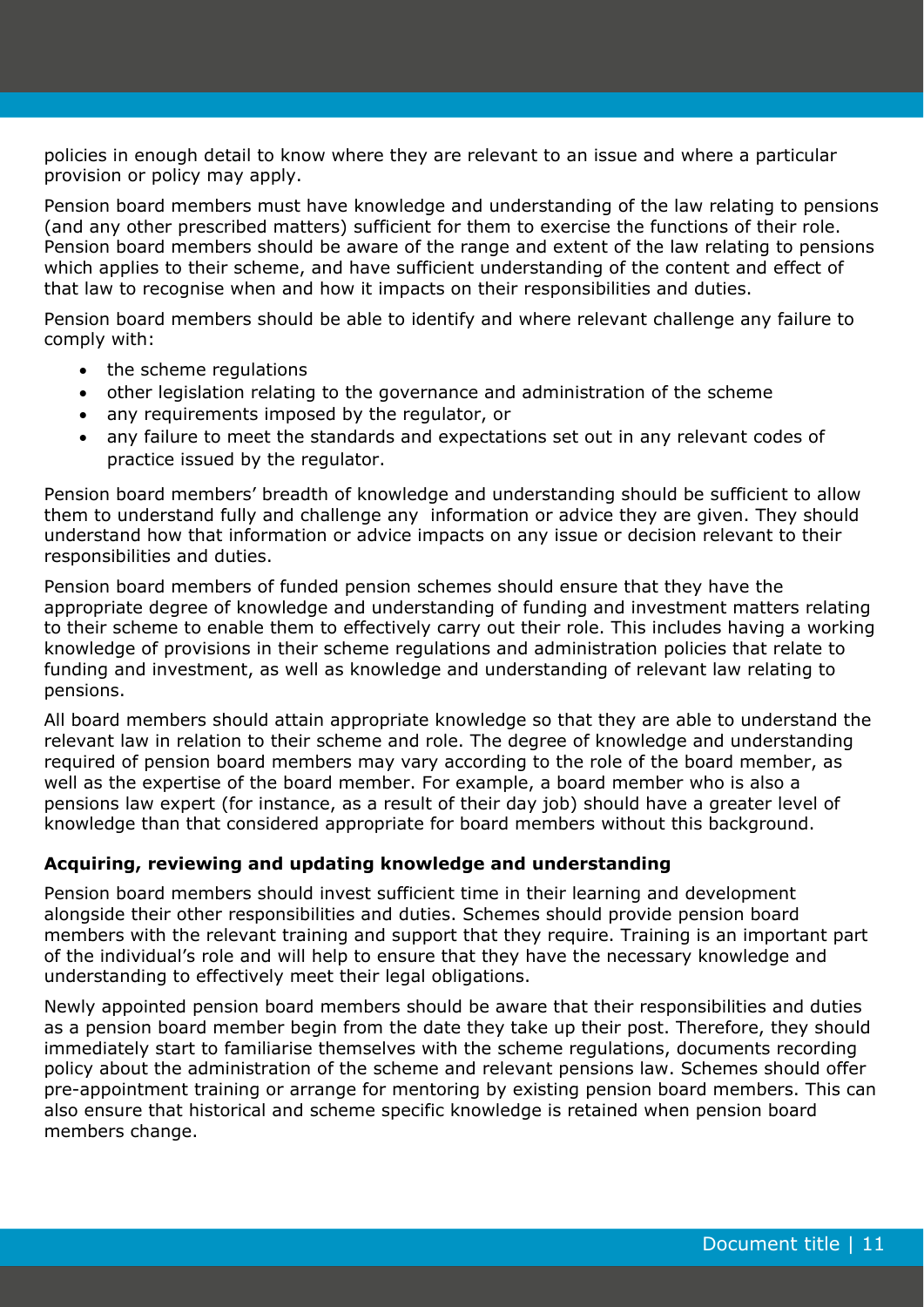policies in enough detail to know where they are relevant to an issue and where a particular provision or policy may apply.

Pension board members must have knowledge and understanding of the law relating to pensions (and any other prescribed matters) sufficient for them to exercise the functions of their role. Pension board members should be aware of the range and extent of the law relating to pensions which applies to their scheme, and have sufficient understanding of the content and effect of that law to recognise when and how it impacts on their responsibilities and duties.

Pension board members should be able to identify and where relevant challenge any failure to comply with:

- the scheme regulations
- other legislation relating to the governance and administration of the scheme
- any requirements imposed by the regulator, or
- any failure to meet the standards and expectations set out in any relevant codes of practice issued by the regulator.

Pension board members' breadth of knowledge and understanding should be sufficient to allow them to understand fully and challenge any information or advice they are given. They should understand how that information or advice impacts on any issue or decision relevant to their responsibilities and duties.

Pension board members of funded pension schemes should ensure that they have the appropriate degree of knowledge and understanding of funding and investment matters relating to their scheme to enable them to effectively carry out their role. This includes having a working knowledge of provisions in their scheme regulations and administration policies that relate to funding and investment, as well as knowledge and understanding of relevant law relating to pensions.

All board members should attain appropriate knowledge so that they are able to understand the relevant law in relation to their scheme and role. The degree of knowledge and understanding required of pension board members may vary according to the role of the board member, as well as the expertise of the board member. For example, a board member who is also a pensions law expert (for instance, as a result of their day job) should have a greater level of knowledge than that considered appropriate for board members without this background.

**Acquiring, reviewing and updating knowledge and understanding**

Pension board members should invest sufficient time in their learning and development alongside their other responsibilities and duties. Schemes should provide pension board members with the relevant training and support that they require. Training is an important part of the individual's role and will help to ensure that they have the necessary knowledge and understanding to effectively meet their legal obligations.

Newly appointed pension board members should be aware that their responsibilities and duties as a pension board member begin from the date they take up their post. Therefore, they should immediately start to familiarise themselves with the scheme regulations, documents recording policy about the administration of the scheme and relevant pensions law. Schemes should offer pre-appointment training or arrange for mentoring by existing pension board members. This can also ensure that historical and scheme specific knowledge is retained when pension board members change.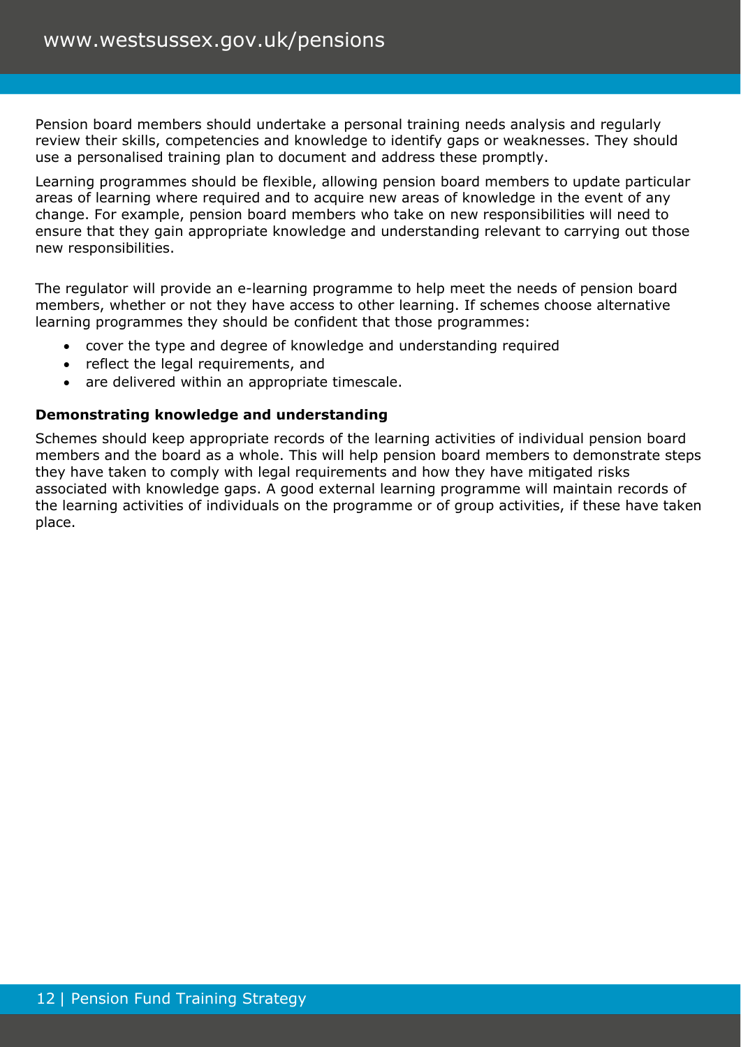Pension board members should undertake a personal training needs analysis and regularly review their skills, competencies and knowledge to identify gaps or weaknesses. They should use a personalised training plan to document and address these promptly.

Learning programmes should be flexible, allowing pension board members to update particular areas of learning where required and to acquire new areas of knowledge in the event of any change. For example, pension board members who take on new responsibilities will need to ensure that they gain appropriate knowledge and understanding relevant to carrying out those new responsibilities.

The regulator will provide an e-learning programme to help meet the needs of pension board members, whether or not they have access to other learning. If schemes choose alternative learning programmes they should be confident that those programmes:

- cover the type and degree of knowledge and understanding required
- reflect the legal requirements, and
- are delivered within an appropriate timescale.

**Demonstrating knowledge and understanding**

Schemes should keep appropriate records of the learning activities of individual pension board members and the board as a whole. This will help pension board members to demonstrate steps they have taken to comply with legal requirements and how they have mitigated risks associated with knowledge gaps. A good external learning programme will maintain records of the learning activities of individuals on the programme or of group activities, if these have taken place.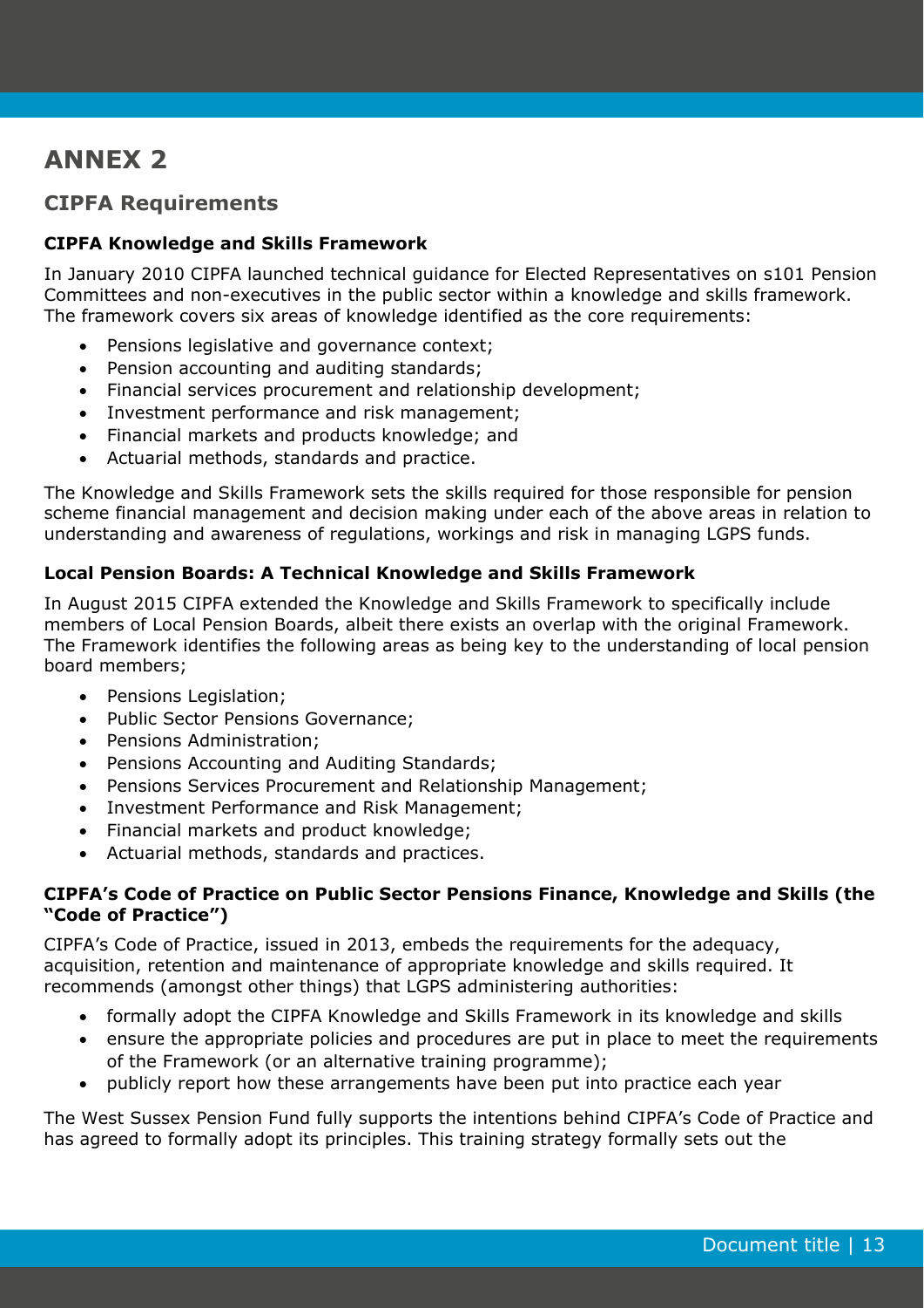# ANNEX 2

## CIPFA Requirements

### CIPFA Knowledge and Skills Framework

In January 2010 CIPFA launched technical guidance for Elected Representatives on s101 Pension Committees and non-executives in the public sector within a knowledge and skills framework. The framework covers six areas of knowledge identified as the core requirements:

- Pensions legislative and governance context;
- Pension accounting and auditing standards;
- Financial services procurement and relationship development;
- Investment performance and risk management;
- Financial markets and products knowledge; and
- Actuarial methods, standards and practice.

The Knowledge and Skills Framework sets the skills required for those responsible for pension scheme financial management and decision making under each of the above areas in relation to understanding and awareness of regulations, workings and risk in managing LGPS funds.

### Local Pension Boards: A Technical Knowledge and Skills Framework

In August 2015 CIPFA extended the Knowledge and Skills Framework to specifically include members of Local Pension Boards, albeit there exists an overlap with the original Framework. The Framework identifies the following areas as being key to the understanding of local pension board members;

- Pensions Legislation;
- Public Sector Pensions Governance;
- Pensions Administration;
- Pensions Accounting and Auditing Standards;
- Pensions Services Procurement and Relationship Management;
- Investment Performance and Risk Management;
- Financial markets and product knowledge;
- Actuarial methods, standards and practices.

### CIPFA's Code of Practice on Public Sector Pensions Finance, Knowledge and Skills (the "Code of Practice")

CIPFA's Code of Practice, issued in 2013, embeds the requirements for the adequacy, acquisition, retention and maintenance of appropriate knowledge and skills required. It recommends (amongst other things) that LGPS administering authorities:

- formally adopt the CIPFA Knowledge and Skills Framework in its knowledge and skills
- ensure the appropriate policies and procedures are put in place to meet the requirements of the Framework (or an alternative training programme);
- publicly report how these arrangements have been put into practice each year

The West Sussex Pension Fund fully supports the intentions behind CIPFA's Code of Practice and has agreed to formally adopt its principles. This training strategy formally sets out the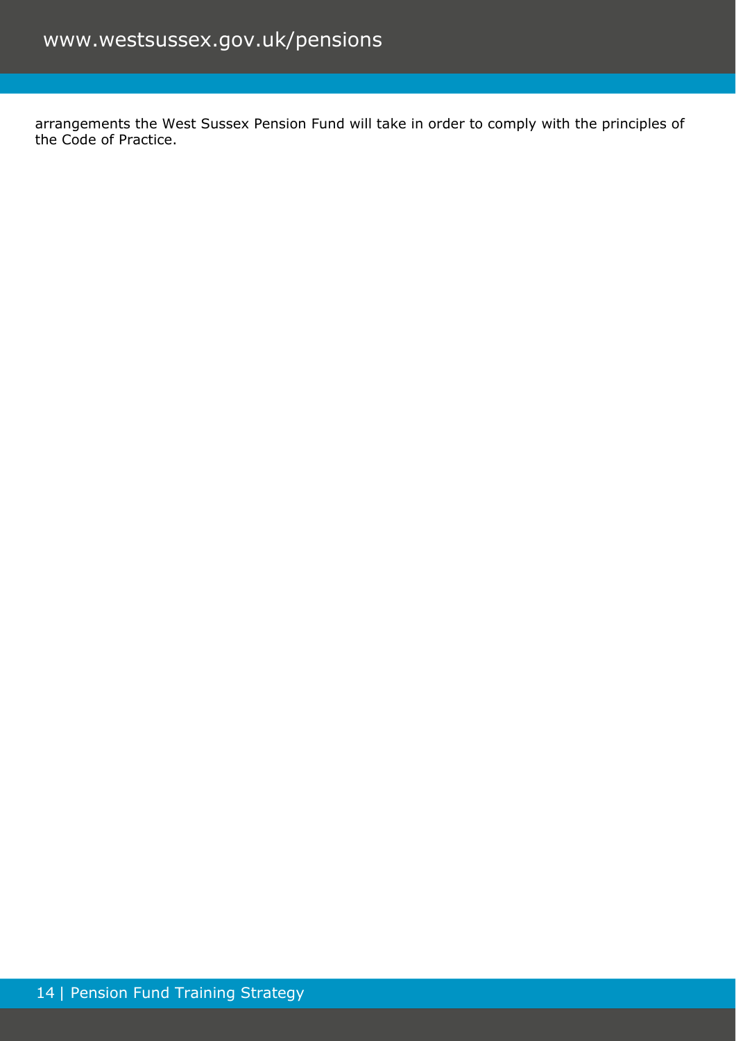arrangements the West Sussex Pension Fund will take in order to comply with the principles of the Code of Practice.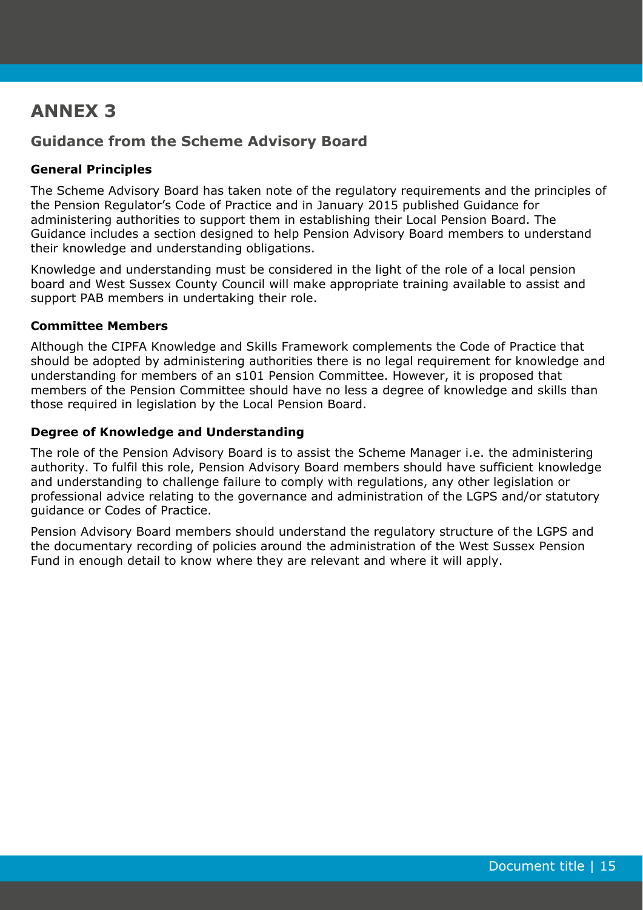# ANNEX 3

## Guidance from the Scheme Advisory Board

### General Principles

The Scheme Advisory Board has taken note of the regulatory requirements and the principles of the Pension Regulator's Code of Practice and in January 2015 published Guidance for administering authorities to support them in establishing their Local Pension Board. The Guidance includes a section designed to help Pension Advisory Board members to understand their knowledge and understanding obligations.

Knowledge and understanding must be considered in the light of the role of a local pension board and West Sussex County Council will make appropriate training available to assist and support PAB members in undertaking their role.

### Committee Members

Although the CIPFA Knowledge and Skills Framework complements the Code of Practice that should be adopted by administering authorities there is no legal requirement for knowledge and understanding for members of an s101 Pension Committee. However, it is proposed that members of the Pension Committee should have no less a degree of knowledge and skills than those required in legislation by the Local Pension Board.

### Degree of Knowledge and Understanding

The role of the Pension Advisory Board is to assist the Scheme Manager i.e. the administering authority. To fulfil this role, Pension Advisory Board members should have sufficient knowledge and understanding to challenge failure to comply with regulations, any other legislation or professional advice relating to the governance and administration of the LGPS and/or statutory guidance or Codes of Practice.

Pension Advisory Board members should understand the regulatory structure of the LGPS and the documentary recording of policies around the administration of the West Sussex Pension Fund in enough detail to know where they are relevant and where it will apply.